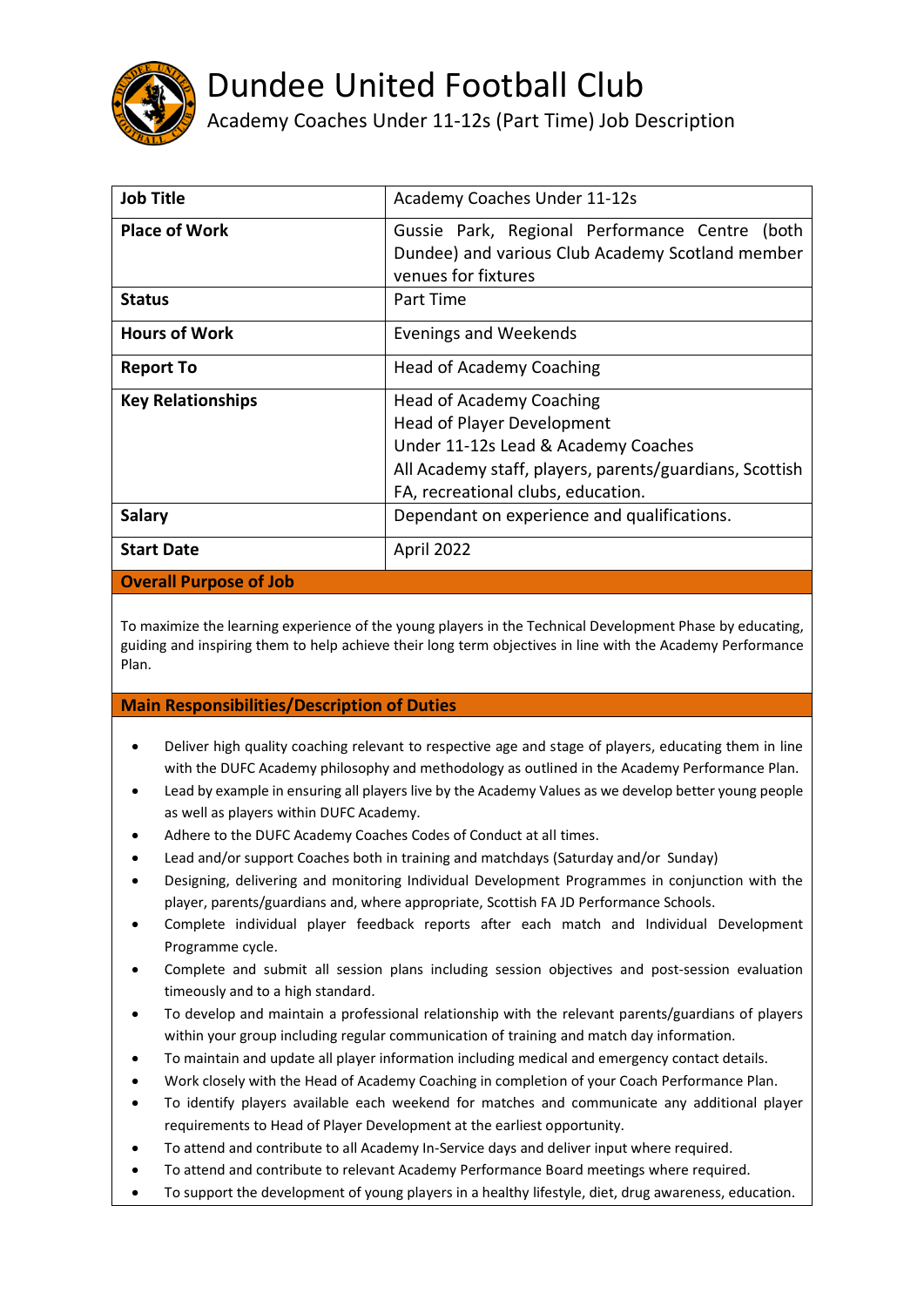# Dundee United Football Club

## Academy Coaches Under 11-12s (Part Time) Job Description

| Job Title | Academy Coaches Under 11-12s |
|---|---|
| **Place of Work** | Gussie Park, Regional Performance Centre (both Dundee) and various Club Academy Scotland member venues for fixtures |
| **Status** | Part Time |
| **Hours of Work** | Evenings and Weekends |
| **Report To** | Head of Academy Coaching |
| **Key Relationships** | Head of Academy Coaching<br>Head of Player Development<br>Under 11-12s Lead & Academy Coaches<br>All Academy staff, players, parents/guardians, Scottish FA, recreational clubs, education. |
| **Salary** | Dependant on experience and qualifications. |
| **Start Date** | April 2022 |

### Overall Purpose of Job

To maximize the learning experience of the young players in the Technical Development Phase by educating, guiding and inspiring them to help achieve their long term objectives in line with the Academy Performance Plan.

### Main Responsibilities/Description of Duties

- Deliver high quality coaching relevant to respective age and stage of players, educating them in line with the DUFC Academy philosophy and methodology as outlined in the Academy Performance Plan.
- Lead by example in ensuring all players live by the Academy Values as we develop better young people as well as players within DUFC Academy.
- Adhere to the DUFC Academy Coaches Codes of Conduct at all times.
- Lead and/or support Coaches both in training and matchdays (Saturday and/or Sunday)
- Designing, delivering and monitoring Individual Development Programmes in conjunction with the player, parents/guardians and, where appropriate, Scottish FA JD Performance Schools.
- Complete individual player feedback reports after each match and Individual Development Programme cycle.
- Complete and submit all session plans including session objectives and post-session evaluation timeously and to a high standard.
- To develop and maintain a professional relationship with the relevant parents/guardians of players within your group including regular communication of training and match day information.
- To maintain and update all player information including medical and emergency contact details.
- Work closely with the Head of Academy Coaching in completion of your Coach Performance Plan.
- To identify players available each weekend for matches and communicate any additional player requirements to Head of Player Development at the earliest opportunity.
- To attend and contribute to all Academy In-Service days and deliver input where required.
- To attend and contribute to relevant Academy Performance Board meetings where required.
- To support the development of young players in a healthy lifestyle, diet, drug awareness, education.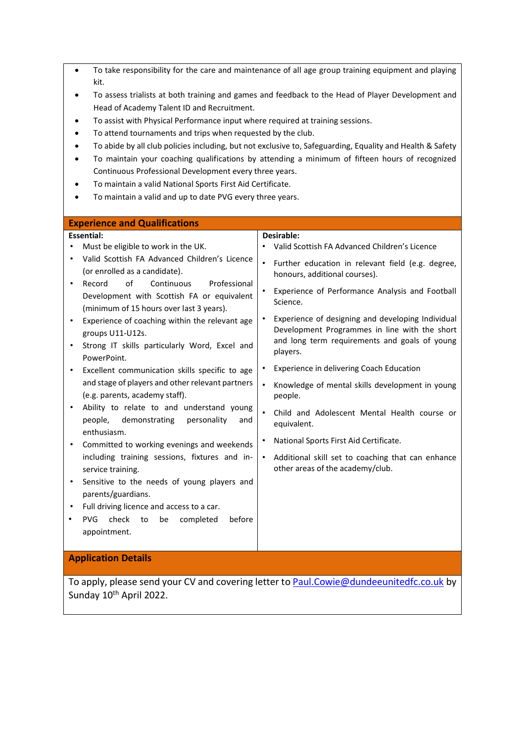- To take responsibility for the care and maintenance of all age group training equipment and playing kit.
- To assess trialists at both training and games and feedback to the Head of Player Development and Head of Academy Talent ID and Recruitment.
- To assist with Physical Performance input where required at training sessions.
- To attend tournaments and trips when requested by the club.
- To abide by all club policies including, but not exclusive to, Safeguarding, Equality and Health & Safety
- To maintain your coaching qualifications by attending a minimum of fifteen hours of recognized Continuous Professional Development every three years.
- To maintain a valid National Sports First Aid Certificate.
- To maintain a valid and up to date PVG every three years.

## Experience and Qualifications

**Essential:**

- Must be eligible to work in the UK.
- Valid Scottish FA Advanced Children's Licence (or enrolled as a candidate).
- Record of Continuous Professional Development with Scottish FA or equivalent (minimum of 15 hours over last 3 years).
- Experience of coaching within the relevant age groups U11-U12s.
- Strong IT skills particularly Word, Excel and PowerPoint.
- Excellent communication skills specific to age and stage of players and other relevant partners (e.g. parents, academy staff).
- Ability to relate to and understand young people, demonstrating personality and enthusiasm.
- Committed to working evenings and weekends including training sessions, fixtures and in-service training.
- Sensitive to the needs of young players and parents/guardians.
- Full driving licence and access to a car.
- PVG check to be completed before appointment.

**Desirable:**

- Valid Scottish FA Advanced Children's Licence
- Further education in relevant field (e.g. degree, honours, additional courses).
- Experience of Performance Analysis and Football Science.
- Experience of designing and developing Individual Development Programmes in line with the short and long term requirements and goals of young players.
- Experience in delivering Coach Education
- Knowledge of mental skills development in young people.
- Child and Adolescent Mental Health course or equivalent.
- National Sports First Aid Certificate.
- Additional skill set to coaching that can enhance other areas of the academy/club.

## Application Details

To apply, please send your CV and covering letter to [Paul.Cowie@dundeeunitedfc.co.uk](mailto:Paul.Cowie@dundeeunitedfc.co.uk) by Sunday 10th April 2022.